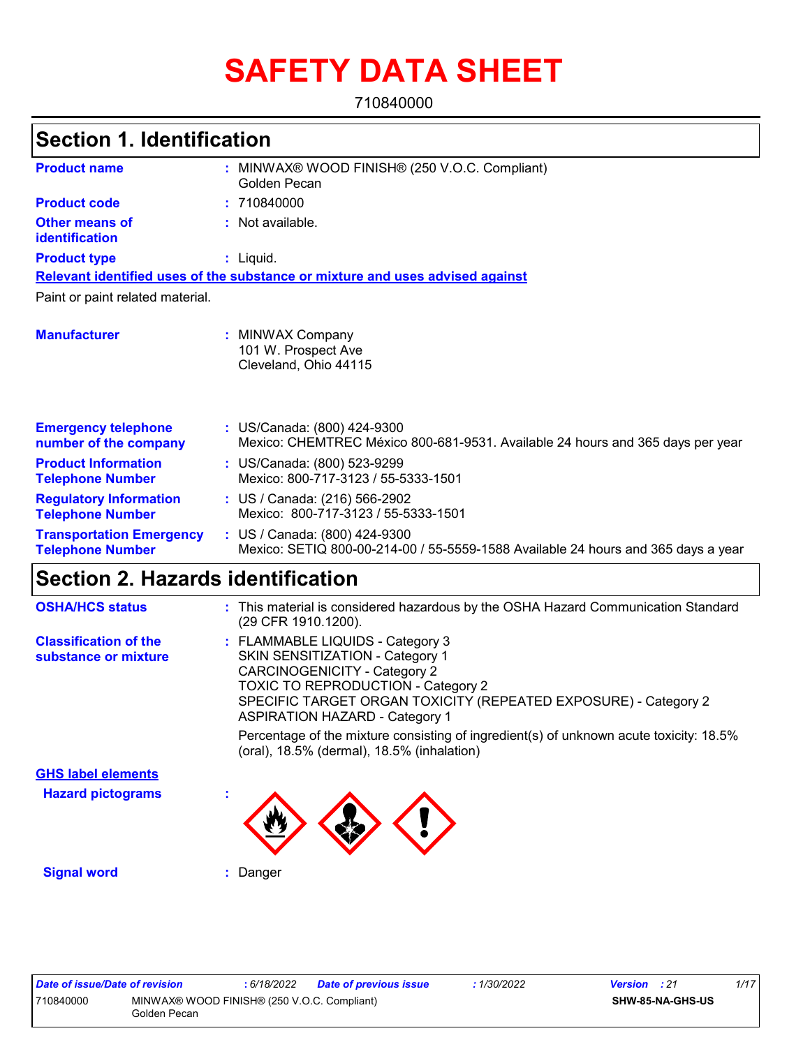# SAFETY DATA SHEET

710840000

## Section 1. Identification

| | | |
|---|---|---|
| **Product name** | : | MINWAX® WOOD FINISH® (250 V.O.C. Compliant) Golden Pecan |
| **Product code** | : | 710840000 |
| **Other means of identification** | : | Not available. |
| **Product type** | : | Liquid. |

**Relevant identified uses of the substance or mixture and uses advised against**

Paint or paint related material.

| | | |
|---|---|---|
| **Manufacturer** | : | MINWAX Company<br>101 W. Prospect Ave<br>Cleveland, Ohio 44115 |
| **Emergency telephone number of the company** | : | US/Canada: (800) 424-9300<br>Mexico: CHEMTREC México 800-681-9531. Available 24 hours and 365 days per year |
| **Product Information Telephone Number** | : | US/Canada: (800) 523-9299<br>Mexico: 800-717-3123 / 55-5333-1501 |
| **Regulatory Information Telephone Number** | : | US / Canada: (216) 566-2902<br>Mexico: 800-717-3123 / 55-5333-1501 |
| **Transportation Emergency Telephone Number** | : | US / Canada: (800) 424-9300<br>Mexico: SETIQ 800-00-214-00 / 55-5559-1588 Available 24 hours and 365 days a year |

## Section 2. Hazards identification

| | | |
|---|---|---|
| **OSHA/HCS status** | : | This material is considered hazardous by the OSHA Hazard Communication Standard (29 CFR 1910.1200). |
| **Classification of the substance or mixture** | : | FLAMMABLE LIQUIDS - Category 3<br>SKIN SENSITIZATION - Category 1<br>CARCINOGENICITY - Category 2<br>TOXIC TO REPRODUCTION - Category 2<br>SPECIFIC TARGET ORGAN TOXICITY (REPEATED EXPOSURE) - Category 2<br>ASPIRATION HAZARD - Category 1<br><br>Percentage of the mixture consisting of ingredient(s) of unknown acute toxicity: 18.5% (oral), 18.5% (dermal), 18.5% (inhalation) |

**GHS label elements**

**Hazard pictograms** :

**Signal word** : Danger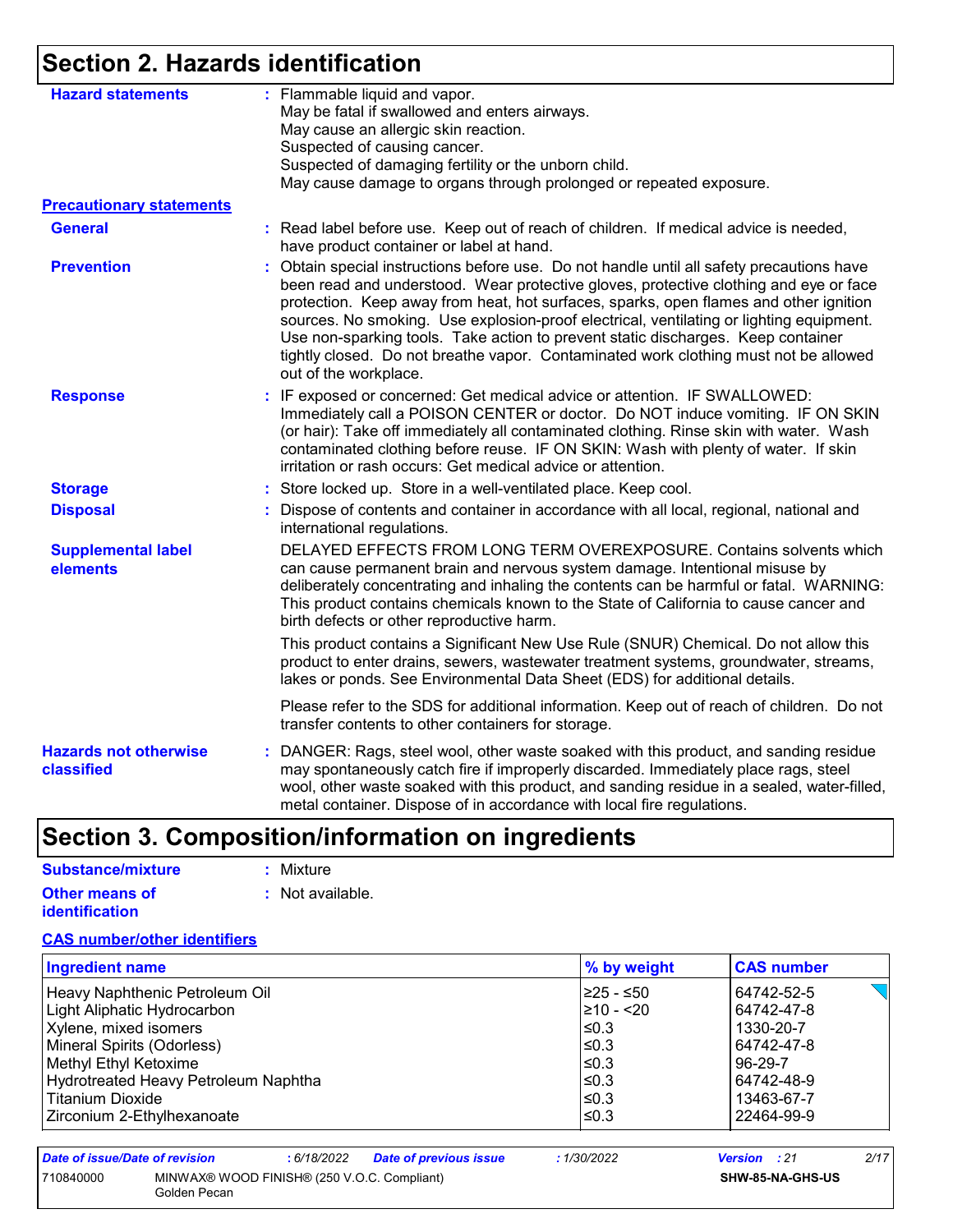## Section 2. Hazards identification

**Hazard statements** : Flammable liquid and vapor.
May be fatal if swallowed and enters airways.
May cause an allergic skin reaction.
Suspected of causing cancer.
Suspected of damaging fertility or the unborn child.
May cause damage to organs through prolonged or repeated exposure.

**Precautionary statements**

**General** : Read label before use. Keep out of reach of children. If medical advice is needed, have product container or label at hand.

**Prevention** : Obtain special instructions before use. Do not handle until all safety precautions have been read and understood. Wear protective gloves, protective clothing and eye or face protection. Keep away from heat, hot surfaces, sparks, open flames and other ignition sources. No smoking. Use explosion-proof electrical, ventilating or lighting equipment. Use non-sparking tools. Take action to prevent static discharges. Keep container tightly closed. Do not breathe vapor. Contaminated work clothing must not be allowed out of the workplace.

**Response** : IF exposed or concerned: Get medical advice or attention. IF SWALLOWED: Immediately call a POISON CENTER or doctor. Do NOT induce vomiting. IF ON SKIN (or hair): Take off immediately all contaminated clothing. Rinse skin with water. Wash contaminated clothing before reuse. IF ON SKIN: Wash with plenty of water. If skin irritation or rash occurs: Get medical advice or attention.

**Storage** : Store locked up. Store in a well-ventilated place. Keep cool.

**Disposal** : Dispose of contents and container in accordance with all local, regional, national and international regulations.

**Supplemental label elements**

DELAYED EFFECTS FROM LONG TERM OVEREXPOSURE. Contains solvents which can cause permanent brain and nervous system damage. Intentional misuse by deliberately concentrating and inhaling the contents can be harmful or fatal. WARNING: This product contains chemicals known to the State of California to cause cancer and birth defects or other reproductive harm.

This product contains a Significant New Use Rule (SNUR) Chemical. Do not allow this product to enter drains, sewers, wastewater treatment systems, groundwater, streams, lakes or ponds. See Environmental Data Sheet (EDS) for additional details.

Please refer to the SDS for additional information. Keep out of reach of children. Do not transfer contents to other containers for storage.

**Hazards not otherwise classified** : DANGER: Rags, steel wool, other waste soaked with this product, and sanding residue may spontaneously catch fire if improperly discarded. Immediately place rags, steel wool, other waste soaked with this product, and sanding residue in a sealed, water-filled, metal container. Dispose of in accordance with local fire regulations.

## Section 3. Composition/information on ingredients

**Substance/mixture** : Mixture

**Other means of identification** : Not available.

**CAS number/other identifiers**

| Ingredient name | % by weight | CAS number |
|---|---|---|
| Heavy Naphthenic Petroleum Oil | ≥25 - ≤50 | 64742-52-5 |
| Light Aliphatic Hydrocarbon | ≥10 - <20 | 64742-47-8 |
| Xylene, mixed isomers | ≤0.3 | 1330-20-7 |
| Mineral Spirits (Odorless) | ≤0.3 | 64742-47-8 |
| Methyl Ethyl Ketoxime | ≤0.3 | 96-29-7 |
| Hydrotreated Heavy Petroleum Naphtha | ≤0.3 | 64742-48-9 |
| Titanium Dioxide | ≤0.3 | 13463-67-7 |
| Zirconium 2-Ethylhexanoate | ≤0.3 | 22464-99-9 |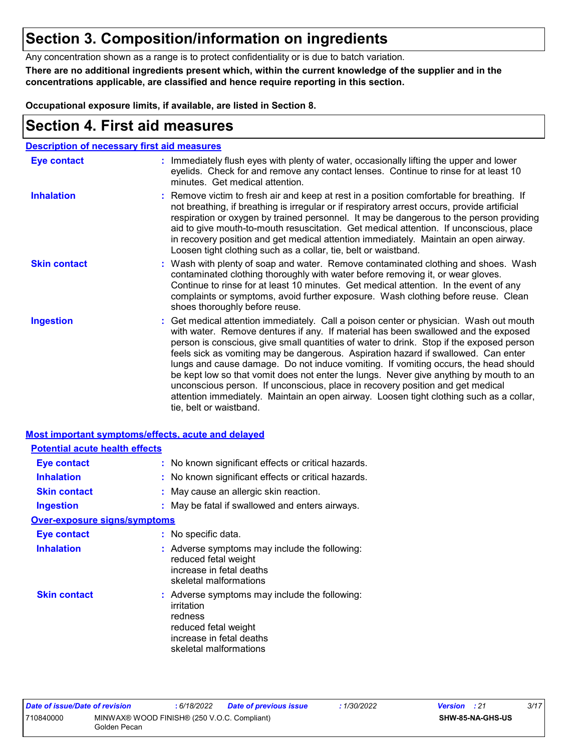# Section 3. Composition/information on ingredients

Any concentration shown as a range is to protect confidentiality or is due to batch variation.

**There are no additional ingredients present which, within the current knowledge of the supplier and in the concentrations applicable, are classified and hence require reporting in this section.**

**Occupational exposure limits, if available, are listed in Section 8.**

# Section 4. First aid measures

## Description of necessary first aid measures

**Eye contact** : Immediately flush eyes with plenty of water, occasionally lifting the upper and lower eyelids. Check for and remove any contact lenses. Continue to rinse for at least 10 minutes. Get medical attention.

**Inhalation** : Remove victim to fresh air and keep at rest in a position comfortable for breathing. If not breathing, if breathing is irregular or if respiratory arrest occurs, provide artificial respiration or oxygen by trained personnel. It may be dangerous to the person providing aid to give mouth-to-mouth resuscitation. Get medical attention. If unconscious, place in recovery position and get medical attention immediately. Maintain an open airway. Loosen tight clothing such as a collar, tie, belt or waistband.

**Skin contact** : Wash with plenty of soap and water. Remove contaminated clothing and shoes. Wash contaminated clothing thoroughly with water before removing it, or wear gloves. Continue to rinse for at least 10 minutes. Get medical attention. In the event of any complaints or symptoms, avoid further exposure. Wash clothing before reuse. Clean shoes thoroughly before reuse.

**Ingestion** : Get medical attention immediately. Call a poison center or physician. Wash out mouth with water. Remove dentures if any. If material has been swallowed and the exposed person is conscious, give small quantities of water to drink. Stop if the exposed person feels sick as vomiting may be dangerous. Aspiration hazard if swallowed. Can enter lungs and cause damage. Do not induce vomiting. If vomiting occurs, the head should be kept low so that vomit does not enter the lungs. Never give anything by mouth to an unconscious person. If unconscious, place in recovery position and get medical attention immediately. Maintain an open airway. Loosen tight clothing such as a collar, tie, belt or waistband.

## Most important symptoms/effects, acute and delayed

### Potential acute health effects

**Eye contact** : No known significant effects or critical hazards.

**Inhalation** : No known significant effects or critical hazards.

**Skin contact** : May cause an allergic skin reaction.

**Ingestion** : May be fatal if swallowed and enters airways.

### Over-exposure signs/symptoms

**Eye contact** : No specific data.

**Inhalation** : Adverse symptoms may include the following:
reduced fetal weight
increase in fetal deaths
skeletal malformations

**Skin contact** : Adverse symptoms may include the following:
irritation
redness
reduced fetal weight
increase in fetal deaths
skeletal malformations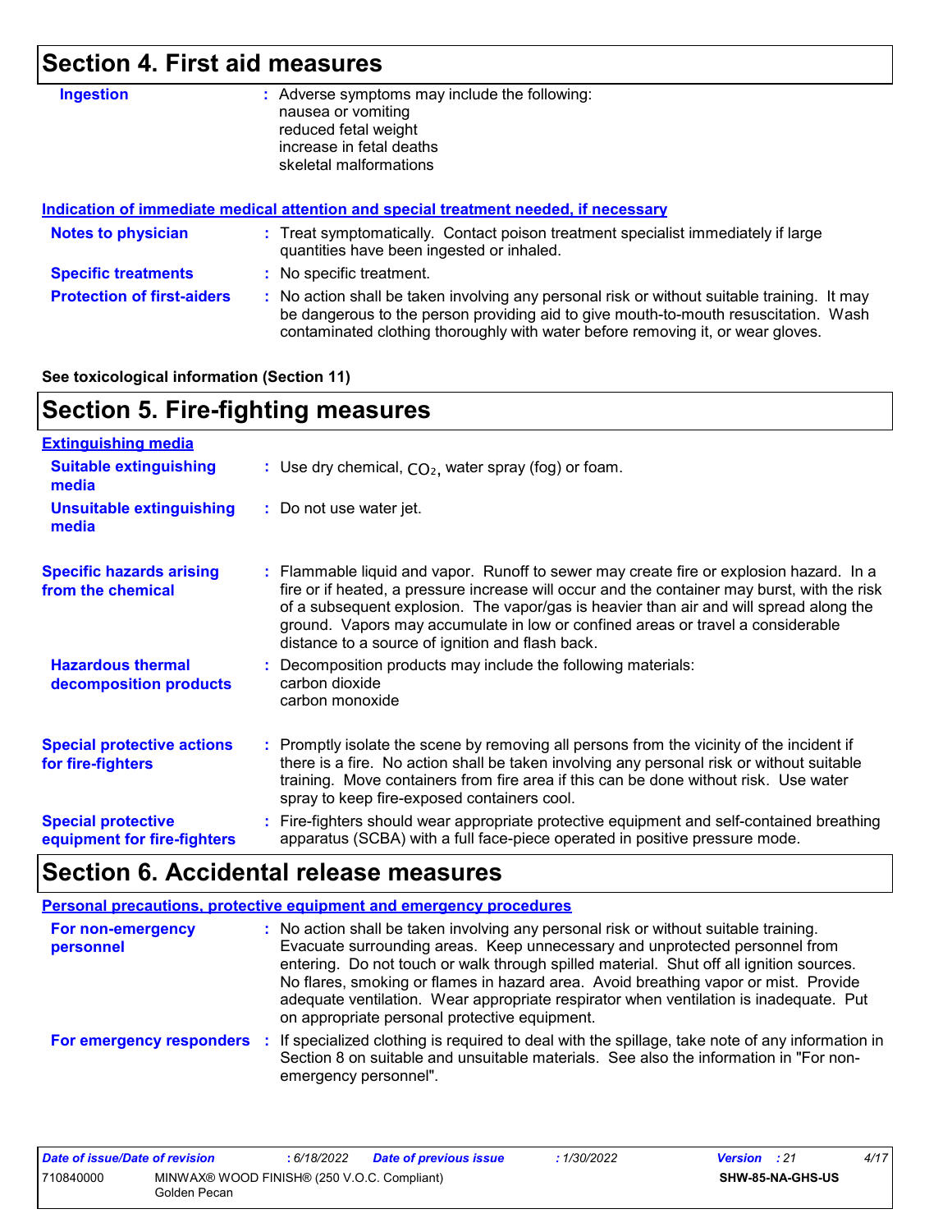## Section 4. First aid measures

**Ingestion** : Adverse symptoms may include the following:
nausea or vomiting
reduced fetal weight
increase in fetal deaths
skeletal malformations

**Indication of immediate medical attention and special treatment needed, if necessary**

**Notes to physician** : Treat symptomatically. Contact poison treatment specialist immediately if large quantities have been ingested or inhaled.

**Specific treatments** : No specific treatment.

**Protection of first-aiders** : No action shall be taken involving any personal risk or without suitable training. It may be dangerous to the person providing aid to give mouth-to-mouth resuscitation. Wash contaminated clothing thoroughly with water before removing it, or wear gloves.

**See toxicological information (Section 11)**

## Section 5. Fire-fighting measures

**Extinguishing media**

**Suitable extinguishing media** : Use dry chemical, $CO_2$, water spray (fog) or foam.

**Unsuitable extinguishing media** : Do not use water jet.

**Specific hazards arising from the chemical** : Flammable liquid and vapor. Runoff to sewer may create fire or explosion hazard. In a fire or if heated, a pressure increase will occur and the container may burst, with the risk of a subsequent explosion. The vapor/gas is heavier than air and will spread along the ground. Vapors may accumulate in low or confined areas or travel a considerable distance to a source of ignition and flash back.

**Hazardous thermal decomposition products** : Decomposition products may include the following materials:
carbon dioxide
carbon monoxide

**Special protective actions for fire-fighters** : Promptly isolate the scene by removing all persons from the vicinity of the incident if there is a fire. No action shall be taken involving any personal risk or without suitable training. Move containers from fire area if this can be done without risk. Use water spray to keep fire-exposed containers cool.

**Special protective equipment for fire-fighters** : Fire-fighters should wear appropriate protective equipment and self-contained breathing apparatus (SCBA) with a full face-piece operated in positive pressure mode.

## Section 6. Accidental release measures

**Personal precautions, protective equipment and emergency procedures**

**For non-emergency personnel** : No action shall be taken involving any personal risk or without suitable training. Evacuate surrounding areas. Keep unnecessary and unprotected personnel from entering. Do not touch or walk through spilled material. Shut off all ignition sources. No flares, smoking or flames in hazard area. Avoid breathing vapor or mist. Provide adequate ventilation. Wear appropriate respirator when ventilation is inadequate. Put on appropriate personal protective equipment.

**For emergency responders** : If specialized clothing is required to deal with the spillage, take note of any information in Section 8 on suitable and unsuitable materials. See also the information in "For non-emergency personnel".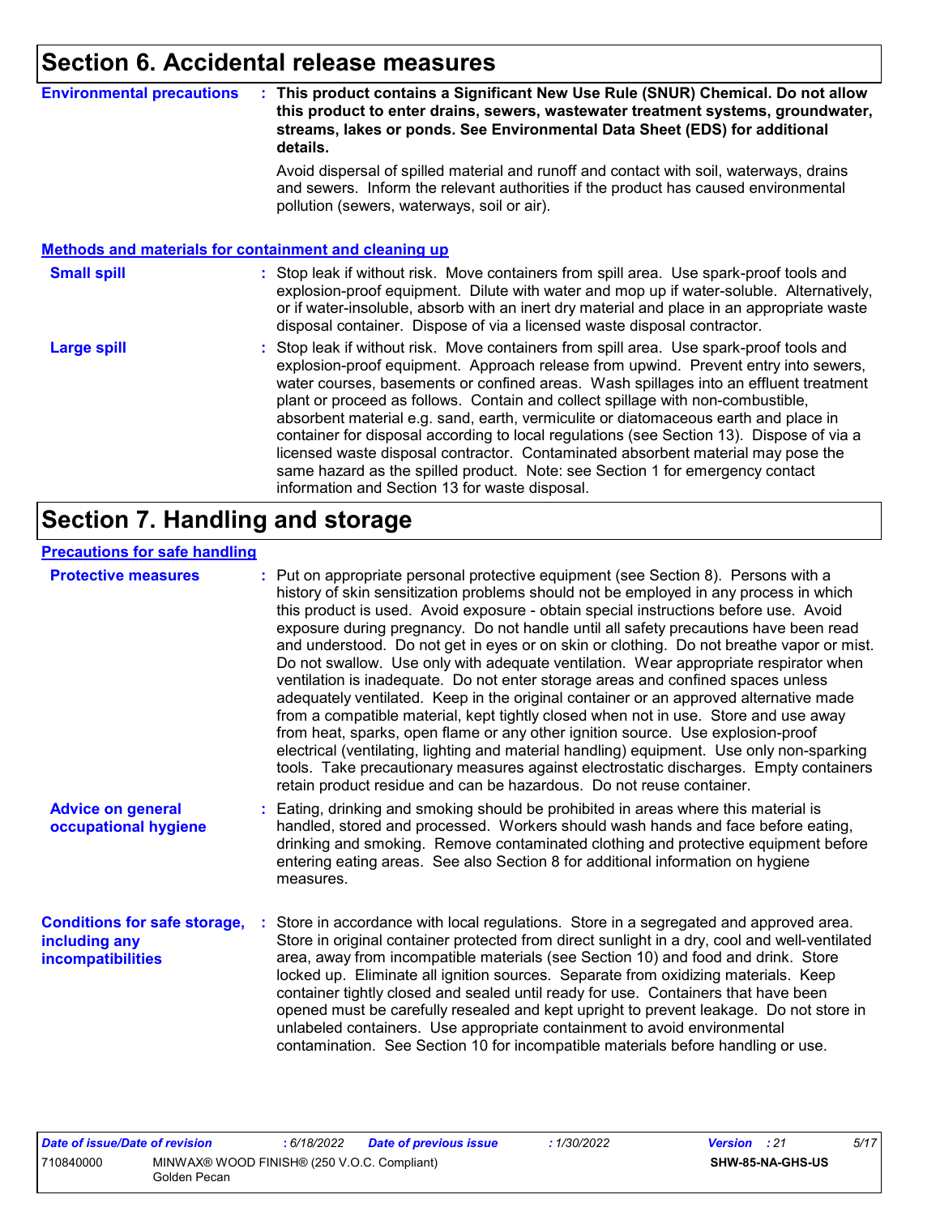## Section 6. Accidental release measures

**Environmental precautions** : **This product contains a Significant New Use Rule (SNUR) Chemical. Do not allow this product to enter drains, sewers, wastewater treatment systems, groundwater, streams, lakes or ponds. See Environmental Data Sheet (EDS) for additional details.**

Avoid dispersal of spilled material and runoff and contact with soil, waterways, drains and sewers. Inform the relevant authorities if the product has caused environmental pollution (sewers, waterways, soil or air).

### Methods and materials for containment and cleaning up

**Small spill** : Stop leak if without risk. Move containers from spill area. Use spark-proof tools and explosion-proof equipment. Dilute with water and mop up if water-soluble. Alternatively, or if water-insoluble, absorb with an inert dry material and place in an appropriate waste disposal container. Dispose of via a licensed waste disposal contractor.

**Large spill** : Stop leak if without risk. Move containers from spill area. Use spark-proof tools and explosion-proof equipment. Approach release from upwind. Prevent entry into sewers, water courses, basements or confined areas. Wash spillages into an effluent treatment plant or proceed as follows. Contain and collect spillage with non-combustible, absorbent material e.g. sand, earth, vermiculite or diatomaceous earth and place in container for disposal according to local regulations (see Section 13). Dispose of via a licensed waste disposal contractor. Contaminated absorbent material may pose the same hazard as the spilled product. Note: see Section 1 for emergency contact information and Section 13 for waste disposal.

## Section 7. Handling and storage

### Precautions for safe handling

**Protective measures** : Put on appropriate personal protective equipment (see Section 8). Persons with a history of skin sensitization problems should not be employed in any process in which this product is used. Avoid exposure - obtain special instructions before use. Avoid exposure during pregnancy. Do not handle until all safety precautions have been read and understood. Do not get in eyes or on skin or clothing. Do not breathe vapor or mist. Do not swallow. Use only with adequate ventilation. Wear appropriate respirator when ventilation is inadequate. Do not enter storage areas and confined spaces unless adequately ventilated. Keep in the original container or an approved alternative made from a compatible material, kept tightly closed when not in use. Store and use away from heat, sparks, open flame or any other ignition source. Use explosion-proof electrical (ventilating, lighting and material handling) equipment. Use only non-sparking tools. Take precautionary measures against electrostatic discharges. Empty containers retain product residue and can be hazardous. Do not reuse container.

**Advice on general occupational hygiene** : Eating, drinking and smoking should be prohibited in areas where this material is handled, stored and processed. Workers should wash hands and face before eating, drinking and smoking. Remove contaminated clothing and protective equipment before entering eating areas. See also Section 8 for additional information on hygiene measures.

**Conditions for safe storage, including any incompatibilities** : Store in accordance with local regulations. Store in a segregated and approved area. Store in original container protected from direct sunlight in a dry, cool and well-ventilated area, away from incompatible materials (see Section 10) and food and drink. Store locked up. Eliminate all ignition sources. Separate from oxidizing materials. Keep container tightly closed and sealed until ready for use. Containers that have been opened must be carefully resealed and kept upright to prevent leakage. Do not store in unlabeled containers. Use appropriate containment to avoid environmental contamination. See Section 10 for incompatible materials before handling or use.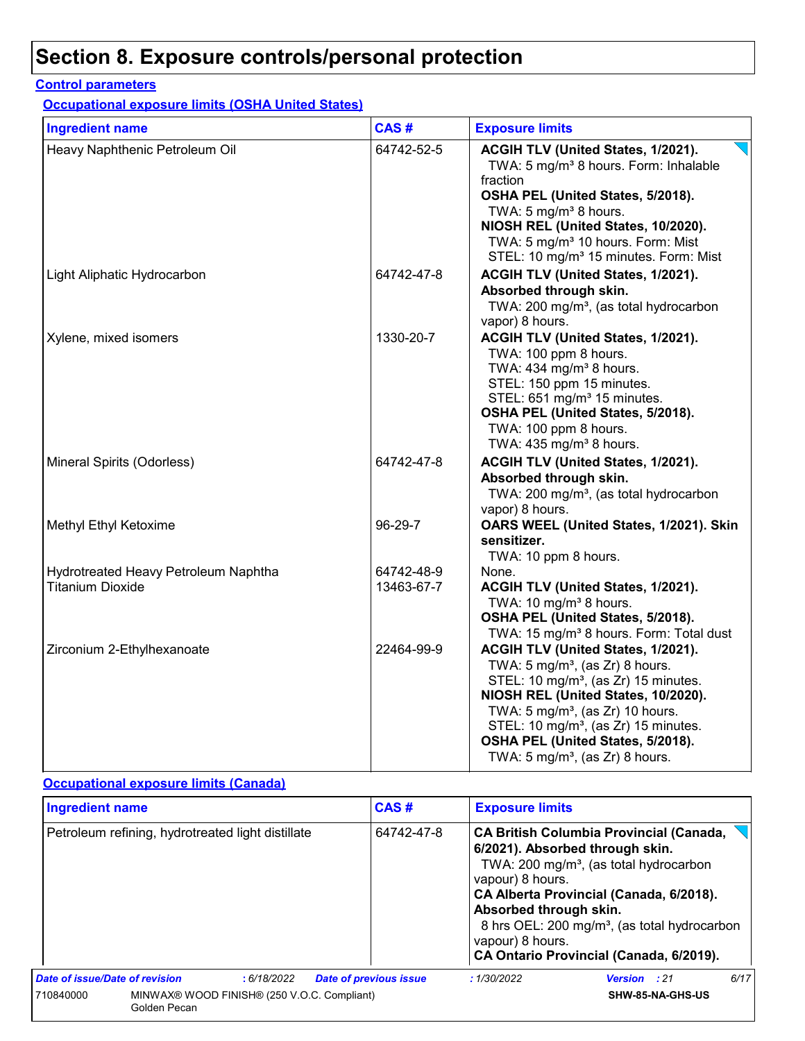# Section 8. Exposure controls/personal protection

## Control parameters

### Occupational exposure limits (OSHA United States)

| Ingredient name | CAS # | Exposure limits |
|---|---|---|
| Heavy Naphthenic Petroleum Oil | 64742-52-5 | **ACGIH TLV (United States, 1/2021).**<br>TWA: 5 mg/m³ 8 hours. Form: Inhalable fraction<br>**OSHA PEL (United States, 5/2018).**<br>TWA: 5 mg/m³ 8 hours.<br>**NIOSH REL (United States, 10/2020).**<br>TWA: 5 mg/m³ 10 hours. Form: Mist<br>STEL: 10 mg/m³ 15 minutes. Form: Mist |
| Light Aliphatic Hydrocarbon | 64742-47-8 | **ACGIH TLV (United States, 1/2021). Absorbed through skin.**<br>TWA: 200 mg/m³, (as total hydrocarbon vapor) 8 hours. |
| Xylene, mixed isomers | 1330-20-7 | **ACGIH TLV (United States, 1/2021).**<br>TWA: 100 ppm 8 hours.<br>TWA: 434 mg/m³ 8 hours.<br>STEL: 150 ppm 15 minutes.<br>STEL: 651 mg/m³ 15 minutes.<br>**OSHA PEL (United States, 5/2018).**<br>TWA: 100 ppm 8 hours.<br>TWA: 435 mg/m³ 8 hours. |
| Mineral Spirits (Odorless) | 64742-47-8 | **ACGIH TLV (United States, 1/2021). Absorbed through skin.**<br>TWA: 200 mg/m³, (as total hydrocarbon vapor) 8 hours. |
| Methyl Ethyl Ketoxime | 96-29-7 | **OARS WEEL (United States, 1/2021). Skin sensitizer.**<br>TWA: 10 ppm 8 hours. |
| Hydrotreated Heavy Petroleum Naphtha | 64742-48-9 | None. |
| Titanium Dioxide | 13463-67-7 | **ACGIH TLV (United States, 1/2021).**<br>TWA: 10 mg/m³ 8 hours.<br>**OSHA PEL (United States, 5/2018).**<br>TWA: 15 mg/m³ 8 hours. Form: Total dust |
| Zirconium 2-Ethylhexanoate | 22464-99-9 | **ACGIH TLV (United States, 1/2021).**<br>TWA: 5 mg/m³, (as Zr) 8 hours.<br>STEL: 10 mg/m³, (as Zr) 15 minutes.<br>**NIOSH REL (United States, 10/2020).**<br>TWA: 5 mg/m³, (as Zr) 10 hours.<br>STEL: 10 mg/m³, (as Zr) 15 minutes.<br>**OSHA PEL (United States, 5/2018).**<br>TWA: 5 mg/m³, (as Zr) 8 hours. |

### Occupational exposure limits (Canada)

| Ingredient name | CAS # | Exposure limits |
|---|---|---|
| Petroleum refining, hydrotreated light distillate | 64742-47-8 | **CA British Columbia Provincial (Canada, 6/2021). Absorbed through skin.**<br>TWA: 200 mg/m³, (as total hydrocarbon vapour) 8 hours.<br>**CA Alberta Provincial (Canada, 6/2018). Absorbed through skin.**<br>8 hrs OEL: 200 mg/m³, (as total hydrocarbon vapour) 8 hours.<br>**CA Ontario Provincial (Canada, 6/2019).** |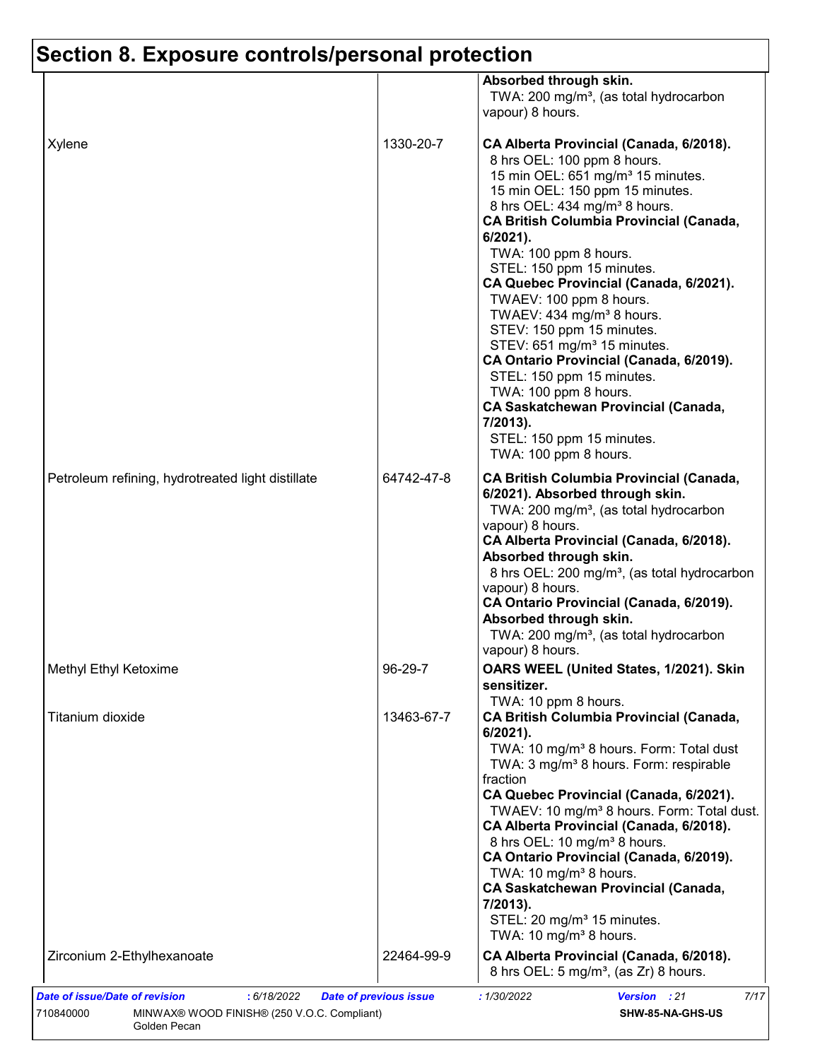# Section 8. Exposure controls/personal protection

| | | |
|---|---|---|
| | | **Absorbed through skin.**<br>TWA: 200 mg/m³, (as total hydrocarbon vapour) 8 hours. |
| Xylene | 1330-20-7 | **CA Alberta Provincial (Canada, 6/2018).**<br>8 hrs OEL: 100 ppm 8 hours.<br>15 min OEL: 651 mg/m³ 15 minutes.<br>15 min OEL: 150 ppm 15 minutes.<br>8 hrs OEL: 434 mg/m³ 8 hours.<br>**CA British Columbia Provincial (Canada, 6/2021).**<br>TWA: 100 ppm 8 hours.<br>STEL: 150 ppm 15 minutes.<br>**CA Quebec Provincial (Canada, 6/2021).**<br>TWAEV: 100 ppm 8 hours.<br>TWAEV: 434 mg/m³ 8 hours.<br>STEV: 150 ppm 15 minutes.<br>STEV: 651 mg/m³ 15 minutes.<br>**CA Ontario Provincial (Canada, 6/2019).**<br>STEL: 150 ppm 15 minutes.<br>TWA: 100 ppm 8 hours.<br>**CA Saskatchewan Provincial (Canada, 7/2013).**<br>STEL: 150 ppm 15 minutes.<br>TWA: 100 ppm 8 hours. |
| Petroleum refining, hydrotreated light distillate | 64742-47-8 | **CA British Columbia Provincial (Canada, 6/2021). Absorbed through skin.**<br>TWA: 200 mg/m³, (as total hydrocarbon vapour) 8 hours.<br>**CA Alberta Provincial (Canada, 6/2018). Absorbed through skin.**<br>8 hrs OEL: 200 mg/m³, (as total hydrocarbon vapour) 8 hours.<br>**CA Ontario Provincial (Canada, 6/2019). Absorbed through skin.**<br>TWA: 200 mg/m³, (as total hydrocarbon vapour) 8 hours. |
| Methyl Ethyl Ketoxime | 96-29-7 | **OARS WEEL (United States, 1/2021). Skin sensitizer.**<br>TWA: 10 ppm 8 hours. |
| Titanium dioxide | 13463-67-7 | **CA British Columbia Provincial (Canada, 6/2021).**<br>TWA: 10 mg/m³ 8 hours. Form: Total dust<br>TWA: 3 mg/m³ 8 hours. Form: respirable fraction<br>**CA Quebec Provincial (Canada, 6/2021).**<br>TWAEV: 10 mg/m³ 8 hours. Form: Total dust.<br>**CA Alberta Provincial (Canada, 6/2018).**<br>8 hrs OEL: 10 mg/m³ 8 hours.<br>**CA Ontario Provincial (Canada, 6/2019).**<br>TWA: 10 mg/m³ 8 hours.<br>**CA Saskatchewan Provincial (Canada, 7/2013).**<br>STEL: 20 mg/m³ 15 minutes.<br>TWA: 10 mg/m³ 8 hours. |
| Zirconium 2-Ethylhexanoate | 22464-99-9 | **CA Alberta Provincial (Canada, 6/2018).**<br>8 hrs OEL: 5 mg/m³, (as Zr) 8 hours. |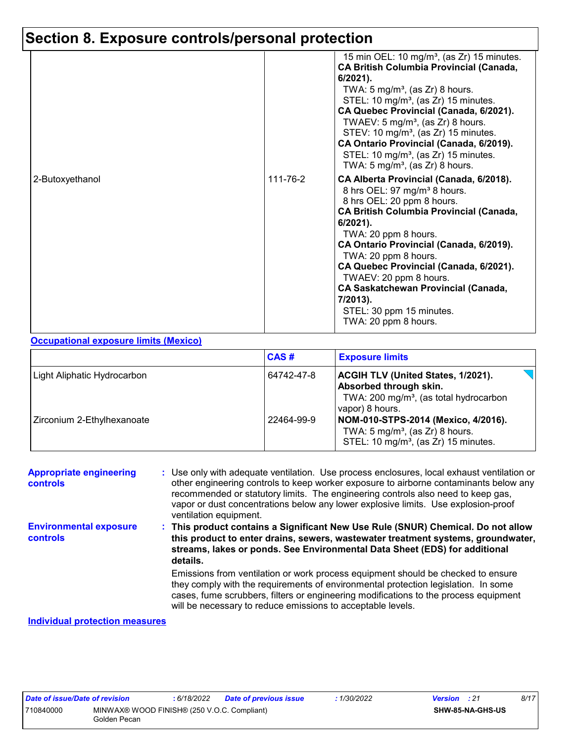## Section 8. Exposure controls/personal protection

| | | |
|---|---|---|
| | | 15 min OEL: 10 mg/m³, (as Zr) 15 minutes.<br>**CA British Columbia Provincial (Canada, 6/2021).**<br>TWA: 5 mg/m³, (as Zr) 8 hours.<br>STEL: 10 mg/m³, (as Zr) 15 minutes.<br>**CA Quebec Provincial (Canada, 6/2021).**<br>TWAEV: 5 mg/m³, (as Zr) 8 hours.<br>STEV: 10 mg/m³, (as Zr) 15 minutes.<br>**CA Ontario Provincial (Canada, 6/2019).**<br>STEL: 10 mg/m³, (as Zr) 15 minutes.<br>TWA: 5 mg/m³, (as Zr) 8 hours. |
| 2-Butoxyethanol | 111-76-2 | **CA Alberta Provincial (Canada, 6/2018).**<br>8 hrs OEL: 97 mg/m³ 8 hours.<br>8 hrs OEL: 20 ppm 8 hours.<br>**CA British Columbia Provincial (Canada, 6/2021).**<br>TWA: 20 ppm 8 hours.<br>**CA Ontario Provincial (Canada, 6/2019).**<br>TWA: 20 ppm 8 hours.<br>**CA Quebec Provincial (Canada, 6/2021).**<br>TWAEV: 20 ppm 8 hours.<br>**CA Saskatchewan Provincial (Canada, 7/2013).**<br>STEL: 30 ppm 15 minutes.<br>TWA: 20 ppm 8 hours. |

**Occupational exposure limits (Mexico)**

| | CAS # | Exposure limits |
|---|---|---|
| Light Aliphatic Hydrocarbon | 64742-47-8 | **ACGIH TLV (United States, 1/2021). Absorbed through skin.**<br>TWA: 200 mg/m³, (as total hydrocarbon vapor) 8 hours. |
| Zirconium 2-Ethylhexanoate | 22464-99-9 | **NOM-010-STPS-2014 (Mexico, 4/2016).**<br>TWA: 5 mg/m³, (as Zr) 8 hours.<br>STEL: 10 mg/m³, (as Zr) 15 minutes. |

**Appropriate engineering controls** : Use only with adequate ventilation. Use process enclosures, local exhaust ventilation or other engineering controls to keep worker exposure to airborne contaminants below any recommended or statutory limits. The engineering controls also need to keep gas, vapor or dust concentrations below any lower explosive limits. Use explosion-proof ventilation equipment.

**Environmental exposure controls** : **This product contains a Significant New Use Rule (SNUR) Chemical. Do not allow this product to enter drains, sewers, wastewater treatment systems, groundwater, streams, lakes or ponds. See Environmental Data Sheet (EDS) for additional details.**

Emissions from ventilation or work process equipment should be checked to ensure they comply with the requirements of environmental protection legislation. In some cases, fume scrubbers, filters or engineering modifications to the process equipment will be necessary to reduce emissions to acceptable levels.

**Individual protection measures**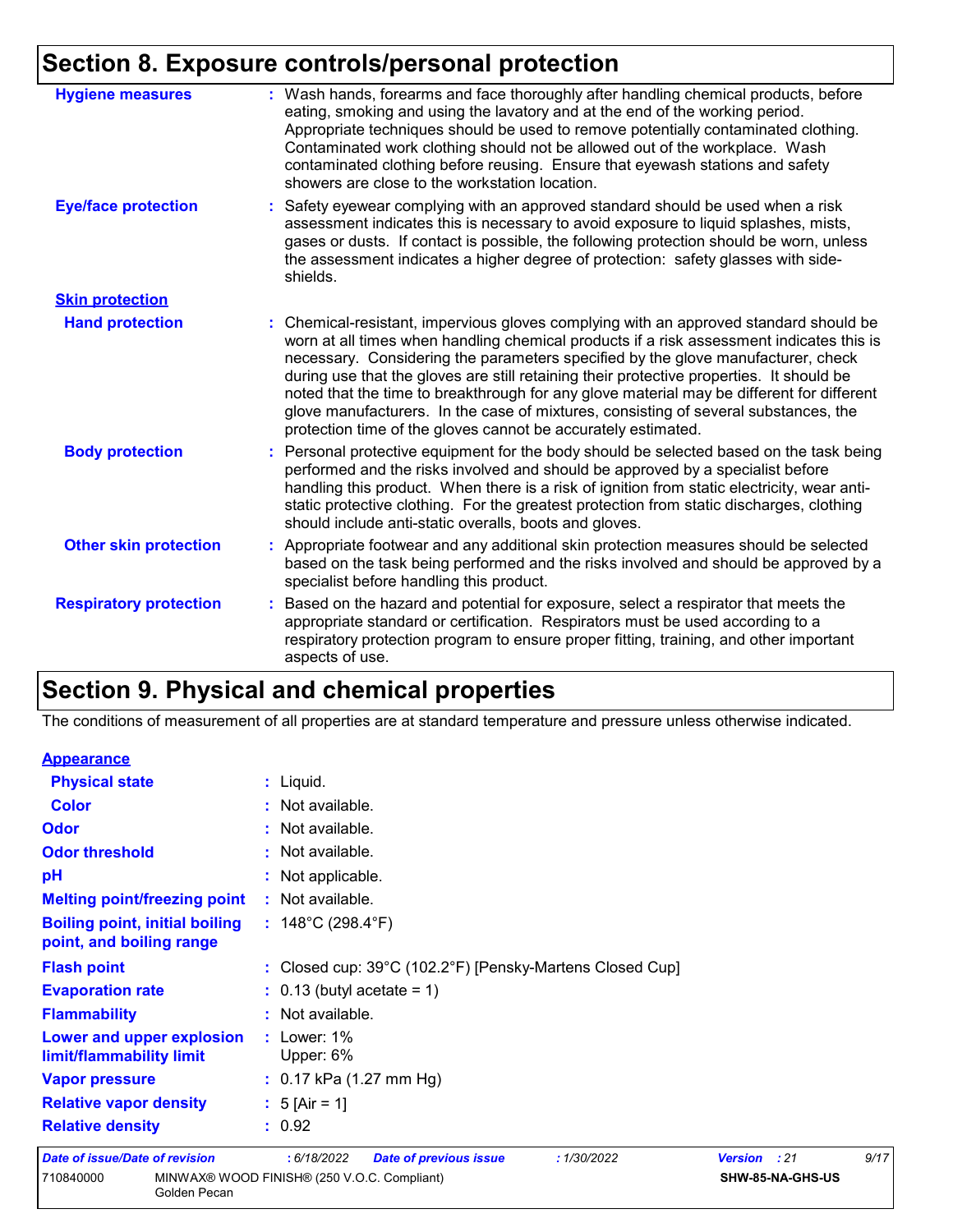## Section 8. Exposure controls/personal protection

**Hygiene measures** : Wash hands, forearms and face thoroughly after handling chemical products, before eating, smoking and using the lavatory and at the end of the working period. Appropriate techniques should be used to remove potentially contaminated clothing. Contaminated work clothing should not be allowed out of the workplace. Wash contaminated clothing before reusing. Ensure that eyewash stations and safety showers are close to the workstation location.

**Eye/face protection** : Safety eyewear complying with an approved standard should be used when a risk assessment indicates this is necessary to avoid exposure to liquid splashes, mists, gases or dusts. If contact is possible, the following protection should be worn, unless the assessment indicates a higher degree of protection: safety glasses with side-shields.

**Skin protection**

**Hand protection** : Chemical-resistant, impervious gloves complying with an approved standard should be worn at all times when handling chemical products if a risk assessment indicates this is necessary. Considering the parameters specified by the glove manufacturer, check during use that the gloves are still retaining their protective properties. It should be noted that the time to breakthrough for any glove material may be different for different glove manufacturers. In the case of mixtures, consisting of several substances, the protection time of the gloves cannot be accurately estimated.

**Body protection** : Personal protective equipment for the body should be selected based on the task being performed and the risks involved and should be approved by a specialist before handling this product. When there is a risk of ignition from static electricity, wear anti-static protective clothing. For the greatest protection from static discharges, clothing should include anti-static overalls, boots and gloves.

**Other skin protection** : Appropriate footwear and any additional skin protection measures should be selected based on the task being performed and the risks involved and should be approved by a specialist before handling this product.

**Respiratory protection** : Based on the hazard and potential for exposure, select a respirator that meets the appropriate standard or certification. Respirators must be used according to a respiratory protection program to ensure proper fitting, training, and other important aspects of use.

## Section 9. Physical and chemical properties

The conditions of measurement of all properties are at standard temperature and pressure unless otherwise indicated.

**Appearance**

**Physical state** : Liquid.

**Color** : Not available.

**Odor** : Not available.

**Odor threshold** : Not available.

**pH** : Not applicable.

**Melting point/freezing point** : Not available.

**Boiling point, initial boiling point, and boiling range** : 148°C (298.4°F)

**Flash point** : Closed cup: 39°C (102.2°F) [Pensky-Martens Closed Cup]

**Evaporation rate** : 0.13 (butyl acetate = 1)

**Flammability** : Not available.

**Lower and upper explosion limit/flammability limit** : Lower: 1%
Upper: 6%

**Vapor pressure** : 0.17 kPa (1.27 mm Hg)

**Relative vapor density** : 5 [Air = 1]

**Relative density** : 0.92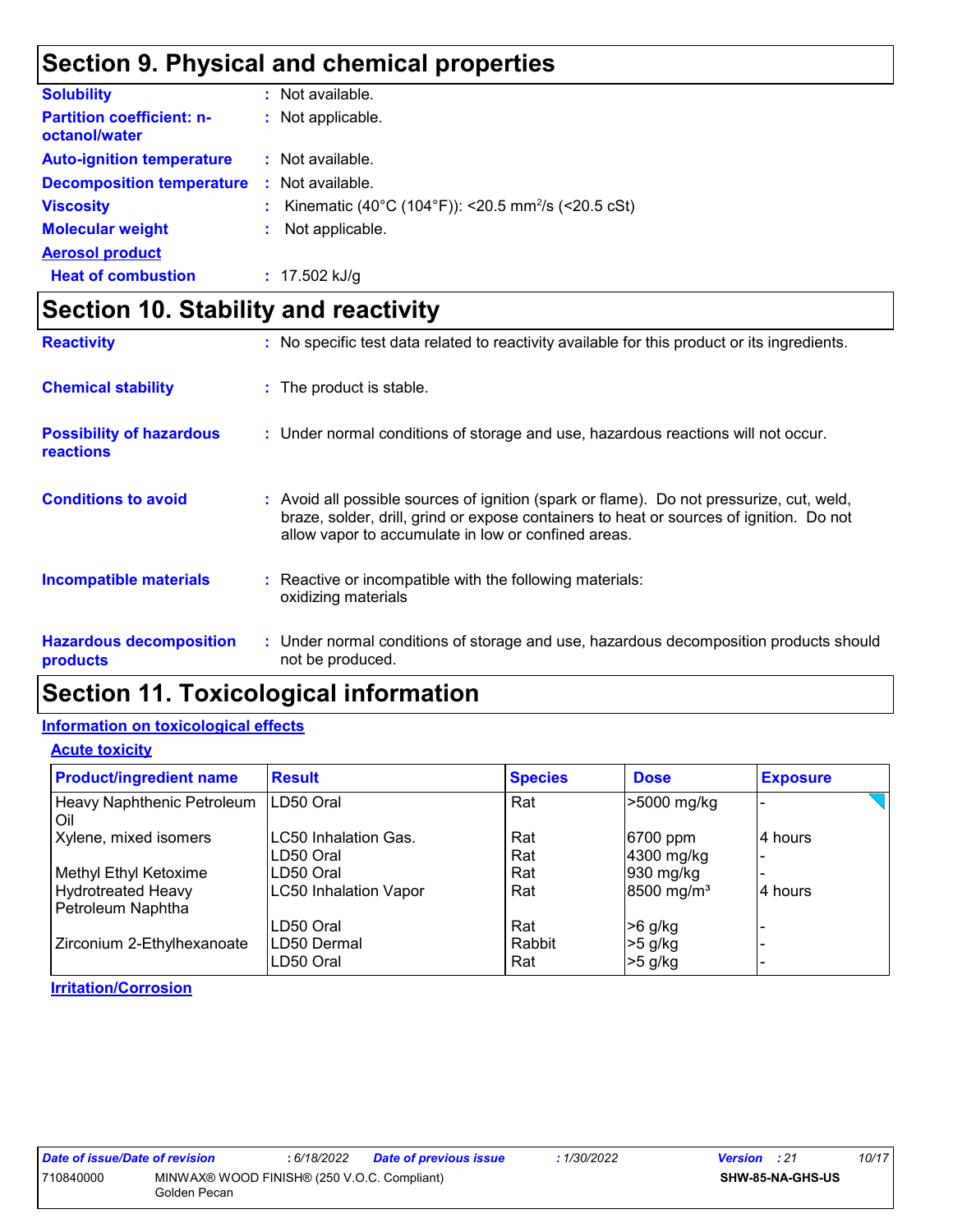## Section 9. Physical and chemical properties

**Solubility** : Not available.

**Partition coefficient: n-octanol/water** : Not applicable.

**Auto-ignition temperature** : Not available.

**Decomposition temperature** : Not available.

**Viscosity** : Kinematic (40°C (104°F)): <20.5 $mm^2/s$ (<20.5 cSt)

**Molecular weight** : Not applicable.

**Aerosol product**

**Heat of combustion** : 17.502 kJ/g

## Section 10. Stability and reactivity

**Reactivity** : No specific test data related to reactivity available for this product or its ingredients.

**Chemical stability** : The product is stable.

**Possibility of hazardous reactions** : Under normal conditions of storage and use, hazardous reactions will not occur.

**Conditions to avoid** : Avoid all possible sources of ignition (spark or flame). Do not pressurize, cut, weld, braze, solder, drill, grind or expose containers to heat or sources of ignition. Do not allow vapor to accumulate in low or confined areas.

**Incompatible materials** : Reactive or incompatible with the following materials: oxidizing materials

**Hazardous decomposition products** : Under normal conditions of storage and use, hazardous decomposition products should not be produced.

## Section 11. Toxicological information

### Information on toxicological effects

#### Acute toxicity

| Product/ingredient name | Result | Species | Dose | Exposure |
|---|---|---|---|---|
| Heavy Naphthenic Petroleum Oil | LD50 Oral | Rat | >5000 mg/kg | - |
| Xylene, mixed isomers | LC50 Inhalation Gas. | Rat | 6700 ppm | 4 hours |
| | LD50 Oral | Rat | 4300 mg/kg | - |
| Methyl Ethyl Ketoxime | LD50 Oral | Rat | 930 mg/kg | - |
| Hydrotreated Heavy Petroleum Naphtha | LC50 Inhalation Vapor | Rat | 8500 $mg/m^3$ | 4 hours |
| | LD50 Oral | Rat | >6 g/kg | - |
| Zirconium 2-Ethylhexanoate | LD50 Dermal | Rabbit | >5 g/kg | - |
| | LD50 Oral | Rat | >5 g/kg | - |

#### Irritation/Corrosion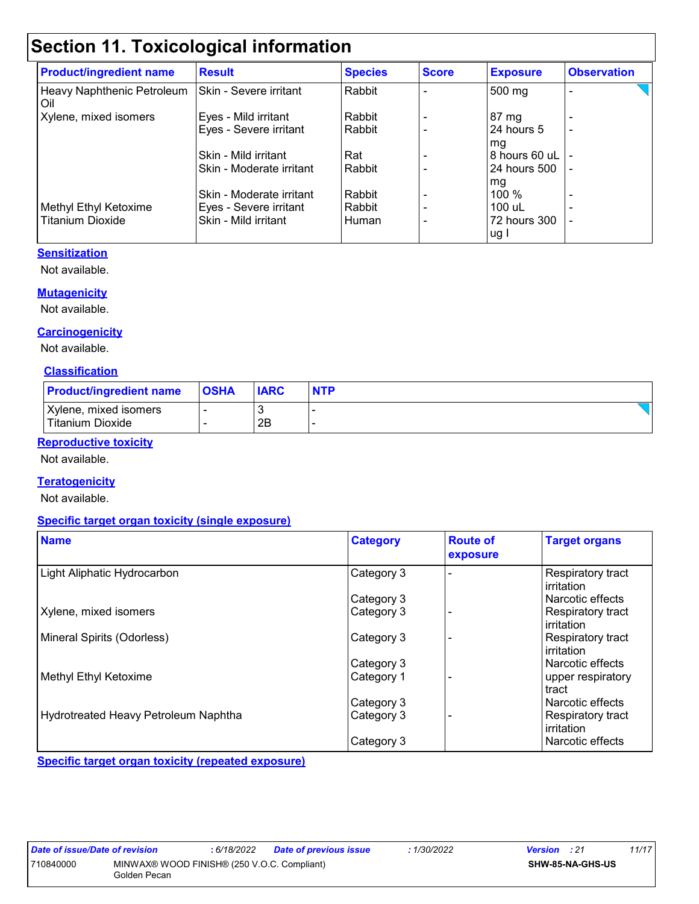# Section 11. Toxicological information

| Product/ingredient name | Result | Species | Score | Exposure | Observation |
|---|---|---|---|---|---|
| Heavy Naphthenic Petroleum Oil | Skin - Severe irritant | Rabbit | - | 500 mg | - |
| Xylene, mixed isomers | Eyes - Mild irritant | Rabbit | - | 87 mg | - |
| | Eyes - Severe irritant | Rabbit | - | 24 hours 5 mg | - |
| | Skin - Mild irritant | Rat | - | 8 hours 60 uL | - |
| | Skin - Moderate irritant | Rabbit | - | 24 hours 500 mg | - |
| | Skin - Moderate irritant | Rabbit | - | 100 % | - |
| Methyl Ethyl Ketoxime | Eyes - Severe irritant | Rabbit | - | 100 uL | - |
| Titanium Dioxide | Skin - Mild irritant | Human | - | 72 hours 300 ug I | - |

**Sensitization**

Not available.

**Mutagenicity**

Not available.

**Carcinogenicity**

Not available.

**Classification**

| Product/ingredient name | OSHA | IARC | NTP |
|---|---|---|---|
| Xylene, mixed isomers | - | 3 | - |
| Titanium Dioxide | - | 2B | - |

**Reproductive toxicity**

Not available.

**Teratogenicity**

Not available.

**Specific target organ toxicity (single exposure)**

| Name | Category | Route of exposure | Target organs |
|---|---|---|---|
| Light Aliphatic Hydrocarbon | Category 3 | - | Respiratory tract irritation |
| | Category 3 | | Narcotic effects |
| Xylene, mixed isomers | Category 3 | - | Respiratory tract irritation |
| Mineral Spirits (Odorless) | Category 3 | - | Respiratory tract irritation |
| | Category 3 | | Narcotic effects |
| Methyl Ethyl Ketoxime | Category 1 | - | upper respiratory tract |
| | Category 3 | | Narcotic effects |
| Hydrotreated Heavy Petroleum Naphtha | Category 3 | - | Respiratory tract irritation |
| | Category 3 | | Narcotic effects |

**Specific target organ toxicity (repeated exposure)**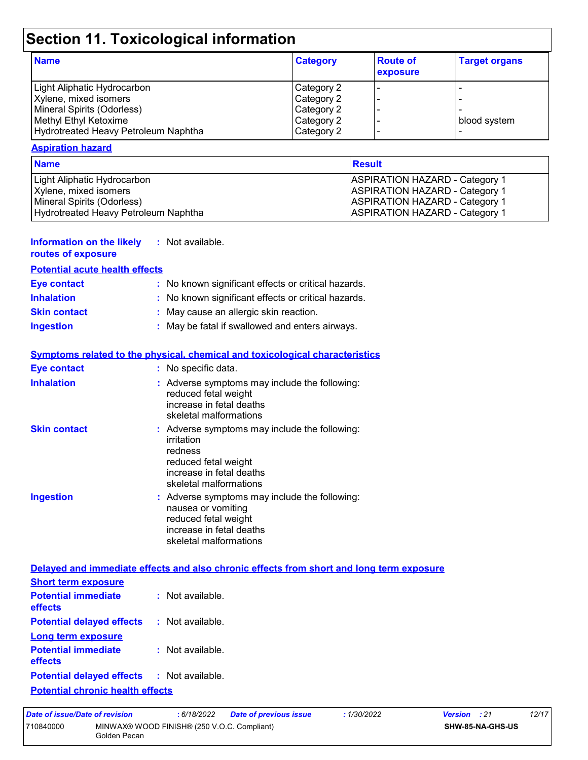# Section 11. Toxicological information

| Name | Category | Route of exposure | Target organs |
| --- | --- | --- | --- |
| Light Aliphatic Hydrocarbon | Category 2 | - | - |
| Xylene, mixed isomers | Category 2 | - | - |
| Mineral Spirits (Odorless) | Category 2 | - | - |
| Methyl Ethyl Ketoxime | Category 2 | - | blood system |
| Hydrotreated Heavy Petroleum Naphtha | Category 2 | - | - |

**Aspiration hazard**

| Name | Result |
| --- | --- |
| Light Aliphatic Hydrocarbon | ASPIRATION HAZARD - Category 1 |
| Xylene, mixed isomers | ASPIRATION HAZARD - Category 1 |
| Mineral Spirits (Odorless) | ASPIRATION HAZARD - Category 1 |
| Hydrotreated Heavy Petroleum Naphtha | ASPIRATION HAZARD - Category 1 |

**Information on the likely routes of exposure** : Not available.

**Potential acute health effects**

**Eye contact** : No known significant effects or critical hazards.

**Inhalation** : No known significant effects or critical hazards.

**Skin contact** : May cause an allergic skin reaction.

**Ingestion** : May be fatal if swallowed and enters airways.

**Symptoms related to the physical, chemical and toxicological characteristics**

**Eye contact** : No specific data.

**Inhalation** : Adverse symptoms may include the following:
reduced fetal weight
increase in fetal deaths
skeletal malformations

**Skin contact** : Adverse symptoms may include the following:
irritation
redness
reduced fetal weight
increase in fetal deaths
skeletal malformations

**Ingestion** : Adverse symptoms may include the following:
nausea or vomiting
reduced fetal weight
increase in fetal deaths
skeletal malformations

**Delayed and immediate effects and also chronic effects from short and long term exposure**

**Short term exposure**

**Potential immediate effects** : Not available.

**Potential delayed effects** : Not available.

**Long term exposure**

**Potential immediate effects** : Not available.

**Potential delayed effects** : Not available.

**Potential chronic health effects**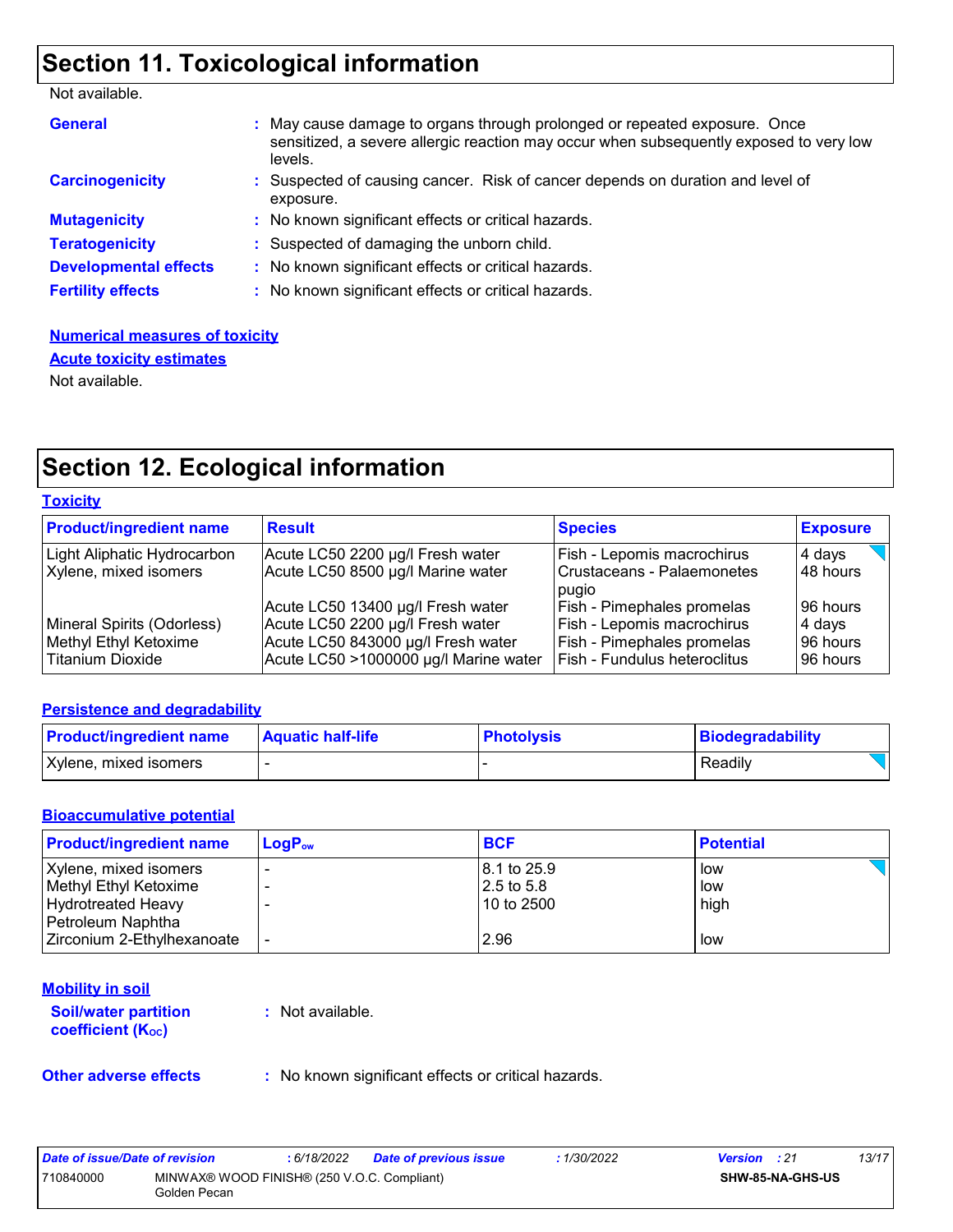## Section 11. Toxicological information

Not available.

**General** : May cause damage to organs through prolonged or repeated exposure. Once sensitized, a severe allergic reaction may occur when subsequently exposed to very low levels.

**Carcinogenicity** : Suspected of causing cancer. Risk of cancer depends on duration and level of exposure.

**Mutagenicity** : No known significant effects or critical hazards.

**Teratogenicity** : Suspected of damaging the unborn child.

**Developmental effects** : No known significant effects or critical hazards.

**Fertility effects** : No known significant effects or critical hazards.

**Numerical measures of toxicity**

**Acute toxicity estimates**

Not available.

## Section 12. Ecological information

**Toxicity**

| Product/ingredient name | Result | Species | Exposure |
|---|---|---|---|
| Light Aliphatic Hydrocarbon | Acute LC50 2200 µg/l Fresh water | Fish - Lepomis macrochirus | 4 days |
| Xylene, mixed isomers | Acute LC50 8500 µg/l Marine water | Crustaceans - Palaemonetes pugio | 48 hours |
| | Acute LC50 13400 µg/l Fresh water | Fish - Pimephales promelas | 96 hours |
| Mineral Spirits (Odorless) | Acute LC50 2200 µg/l Fresh water | Fish - Lepomis macrochirus | 4 days |
| Methyl Ethyl Ketoxime | Acute LC50 843000 µg/l Fresh water | Fish - Pimephales promelas | 96 hours |
| Titanium Dioxide | Acute LC50 >1000000 µg/l Marine water | Fish - Fundulus heteroclitus | 96 hours |

**Persistence and degradability**

| Product/ingredient name | Aquatic half-life | Photolysis | Biodegradability |
|---|---|---|---|
| Xylene, mixed isomers | - | - | Readily |

**Bioaccumulative potential**

| Product/ingredient name | $LogP_{ow}$ | BCF | Potential |
|---|---|---|---|
| Xylene, mixed isomers | - | 8.1 to 25.9 | low |
| Methyl Ethyl Ketoxime | - | 2.5 to 5.8 | low |
| Hydrotreated Heavy Petroleum Naphtha | - | 10 to 2500 | high |
| Zirconium 2-Ethylhexanoate | - | 2.96 | low |

**Mobility in soil**

**Soil/water partition coefficient ($K_{OC}$)** : Not available.

**Other adverse effects** : No known significant effects or critical hazards.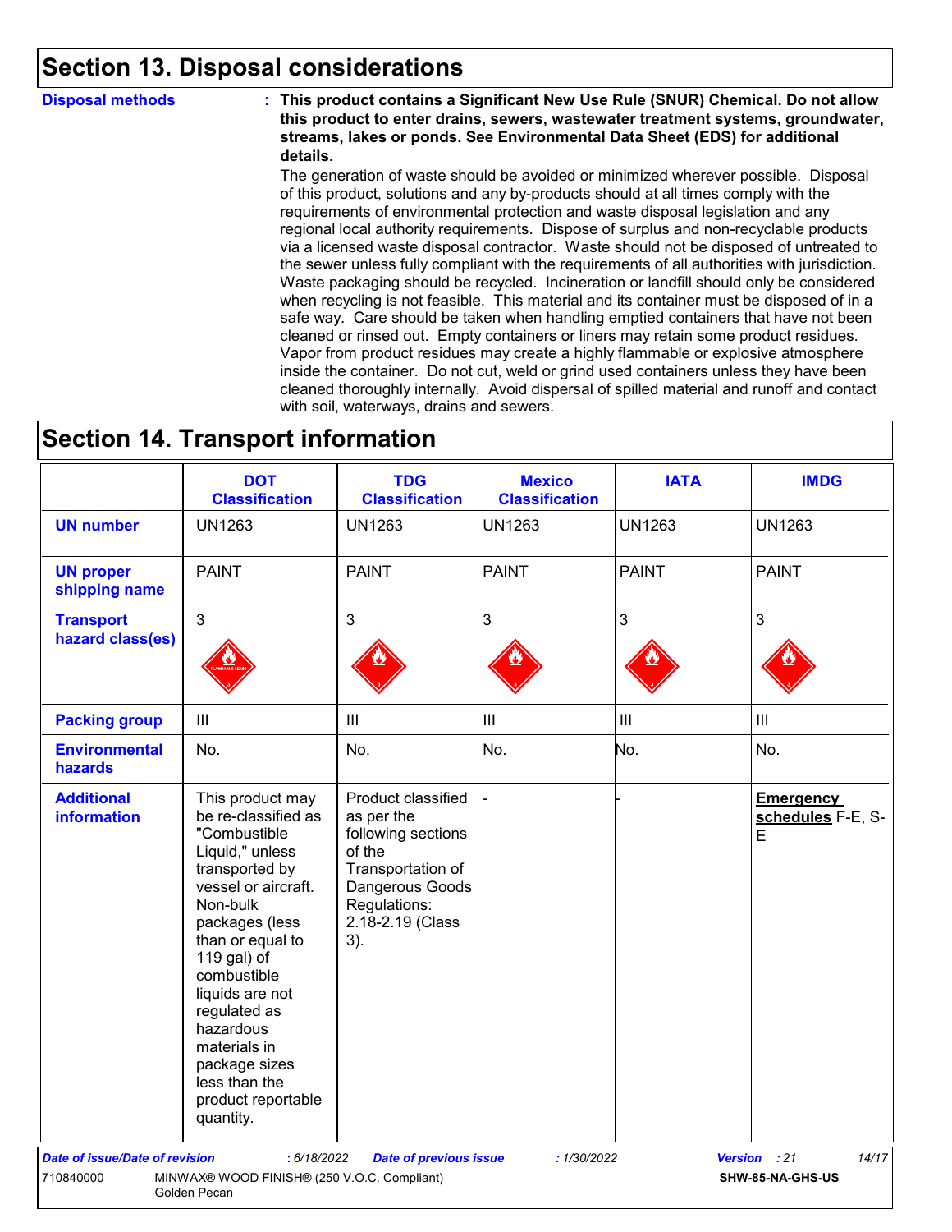## Section 13. Disposal considerations

**Disposal methods** : **This product contains a Significant New Use Rule (SNUR) Chemical. Do not allow this product to enter drains, sewers, wastewater treatment systems, groundwater, streams, lakes or ponds. See Environmental Data Sheet (EDS) for additional details.**

The generation of waste should be avoided or minimized wherever possible. Disposal of this product, solutions and any by-products should at all times comply with the requirements of environmental protection and waste disposal legislation and any regional local authority requirements. Dispose of surplus and non-recyclable products via a licensed waste disposal contractor. Waste should not be disposed of untreated to the sewer unless fully compliant with the requirements of all authorities with jurisdiction. Waste packaging should be recycled. Incineration or landfill should only be considered when recycling is not feasible. This material and its container must be disposed of in a safe way. Care should be taken when handling emptied containers that have not been cleaned or rinsed out. Empty containers or liners may retain some product residues. Vapor from product residues may create a highly flammable or explosive atmosphere inside the container. Do not cut, weld or grind used containers unless they have been cleaned thoroughly internally. Avoid dispersal of spilled material and runoff and contact with soil, waterways, drains and sewers.

## Section 14. Transport information

| | DOT Classification | TDG Classification | Mexico Classification | IATA | IMDG |
|---|---|---|---|---|---|
| **UN number** | UN1263 | UN1263 | UN1263 | UN1263 | UN1263 |
| **UN proper shipping name** | PAINT | PAINT | PAINT | PAINT | PAINT |
| **Transport hazard class(es)** | 3 | 3 | 3 | 3 | 3 |
| **Packing group** | III | III | III | III | III |
| **Environmental hazards** | No. | No. | No. | No. | No. |
| **Additional information** | This product may be re-classified as "Combustible Liquid," unless transported by vessel or aircraft. Non-bulk packages (less than or equal to 119 gal) of combustible liquids are not regulated as hazardous materials in package sizes less than the product reportable quantity. | Product classified as per the following sections of the Transportation of Dangerous Goods Regulations: 2.18-2.19 (Class 3). | - | - | **Emergency schedules** F-E, S-E |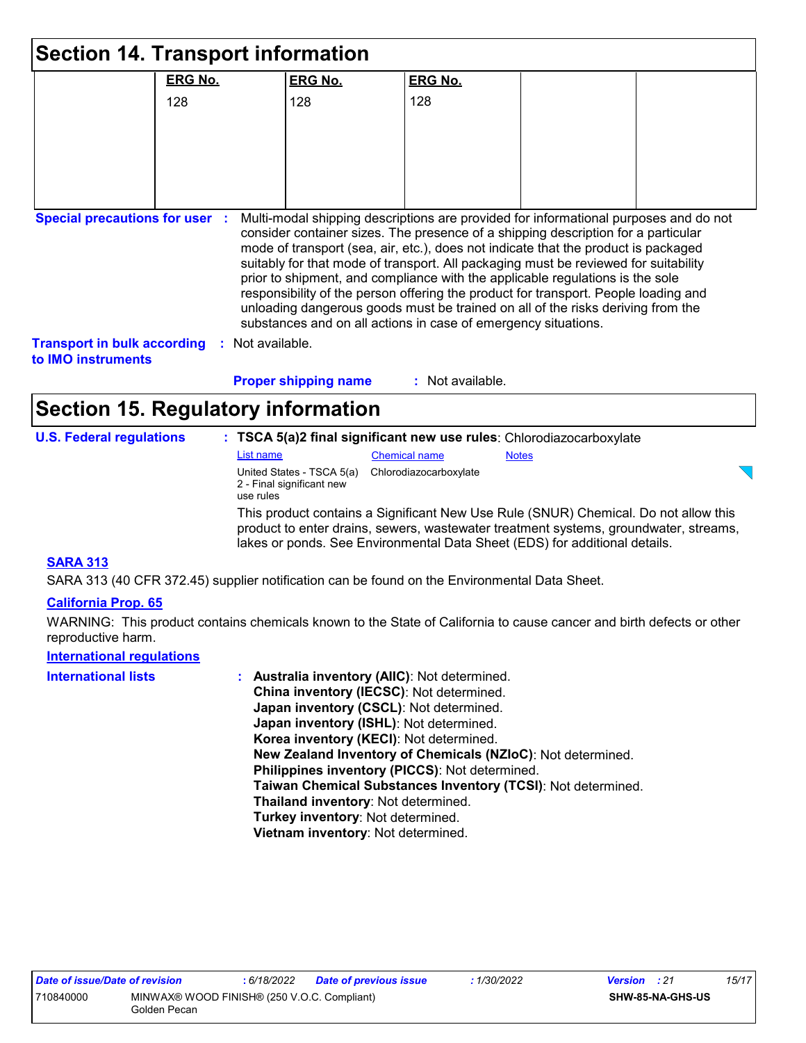## Section 14. Transport information

| | ERG No. | ERG No. | ERG No. | | |
|---|---|---|---|---|---|
| | 128 | 128 | 128 | | |

**Special precautions for user** : Multi-modal shipping descriptions are provided for informational purposes and do not consider container sizes. The presence of a shipping description for a particular mode of transport (sea, air, etc.), does not indicate that the product is packaged suitably for that mode of transport. All packaging must be reviewed for suitability prior to shipment, and compliance with the applicable regulations is the sole responsibility of the person offering the product for transport. People loading and unloading dangerous goods must be trained on all of the risks deriving from the substances and on all actions in case of emergency situations.

**Transport in bulk according to IMO instruments** : Not available.

**Proper shipping name** : Not available.

## Section 15. Regulatory information

**U.S. Federal regulations** : **TSCA 5(a)2 final significant new use rules**: Chlorodiazocarboxylate

| List name | Chemical name | Notes |
|---|---|---|
| United States - TSCA 5(a) 2 - Final significant new use rules | Chlorodiazocarboxylate | |

This product contains a Significant New Use Rule (SNUR) Chemical. Do not allow this product to enter drains, sewers, wastewater treatment systems, groundwater, streams, lakes or ponds. See Environmental Data Sheet (EDS) for additional details.

**SARA 313**

SARA 313 (40 CFR 372.45) supplier notification can be found on the Environmental Data Sheet.

**California Prop. 65**

WARNING: This product contains chemicals known to the State of California to cause cancer and birth defects or other reproductive harm.

**International regulations**

**International lists** : **Australia inventory (AIIC)**: Not determined.
**China inventory (IECSC)**: Not determined.
**Japan inventory (CSCL)**: Not determined.
**Japan inventory (ISHL)**: Not determined.
**Korea inventory (KECI)**: Not determined.
**New Zealand Inventory of Chemicals (NZIoC)**: Not determined.
**Philippines inventory (PICCS)**: Not determined.
**Taiwan Chemical Substances Inventory (TCSI)**: Not determined.
**Thailand inventory**: Not determined.
**Turkey inventory**: Not determined.
**Vietnam inventory**: Not determined.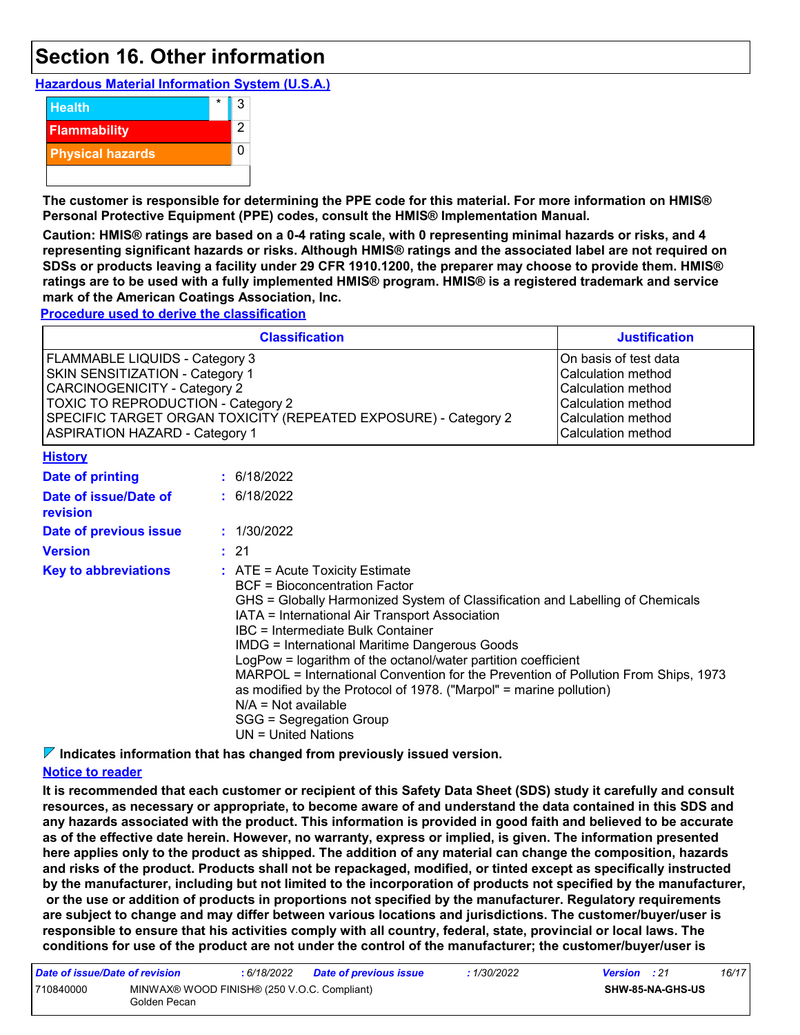# Section 16. Other information

**Hazardous Material Information System (U.S.A.)**

| | | |
|---|---|---|
| Health | * | 3 |
| Flammability | | 2 |
| Physical hazards | | 0 |

**The customer is responsible for determining the PPE code for this material. For more information on HMIS® Personal Protective Equipment (PPE) codes, consult the HMIS® Implementation Manual.**

**Caution: HMIS® ratings are based on a 0-4 rating scale, with 0 representing minimal hazards or risks, and 4 representing significant hazards or risks. Although HMIS® ratings and the associated label are not required on SDSs or products leaving a facility under 29 CFR 1910.1200, the preparer may choose to provide them. HMIS® ratings are to be used with a fully implemented HMIS® program. HMIS® is a registered trademark and service mark of the American Coatings Association, Inc.**

**Procedure used to derive the classification**

| Classification | Justification |
|---|---|
| FLAMMABLE LIQUIDS - Category 3 | On basis of test data |
| SKIN SENSITIZATION - Category 1 | Calculation method |
| CARCINOGENICITY - Category 2 | Calculation method |
| TOXIC TO REPRODUCTION - Category 2 | Calculation method |
| SPECIFIC TARGET ORGAN TOXICITY (REPEATED EXPOSURE) - Category 2 | Calculation method |
| ASPIRATION HAZARD - Category 1 | Calculation method |

**History**

**Date of printing** : 6/18/2022

**Date of issue/Date of revision** : 6/18/2022

**Date of previous issue** : 1/30/2022

**Version** : 21

**Key to abbreviations** : ATE = Acute Toxicity Estimate
BCF = Bioconcentration Factor
GHS = Globally Harmonized System of Classification and Labelling of Chemicals
IATA = International Air Transport Association
IBC = Intermediate Bulk Container
IMDG = International Maritime Dangerous Goods
LogPow = logarithm of the octanol/water partition coefficient
MARPOL = International Convention for the Prevention of Pollution From Ships, 1973 as modified by the Protocol of 1978. ("Marpol" = marine pollution)
N/A = Not available
SGG = Segregation Group
UN = United Nations

**Indicates information that has changed from previously issued version.**

**Notice to reader**

**It is recommended that each customer or recipient of this Safety Data Sheet (SDS) study it carefully and consult resources, as necessary or appropriate, to become aware of and understand the data contained in this SDS and any hazards associated with the product. This information is provided in good faith and believed to be accurate as of the effective date herein. However, no warranty, express or implied, is given. The information presented here applies only to the product as shipped. The addition of any material can change the composition, hazards and risks of the product. Products shall not be repackaged, modified, or tinted except as specifically instructed by the manufacturer, including but not limited to the incorporation of products not specified by the manufacturer, or the use or addition of products in proportions not specified by the manufacturer. Regulatory requirements are subject to change and may differ between various locations and jurisdictions. The customer/buyer/user is responsible to ensure that his activities comply with all country, federal, state, provincial or local laws. The conditions for use of the product are not under the control of the manufacturer; the customer/buyer/user is**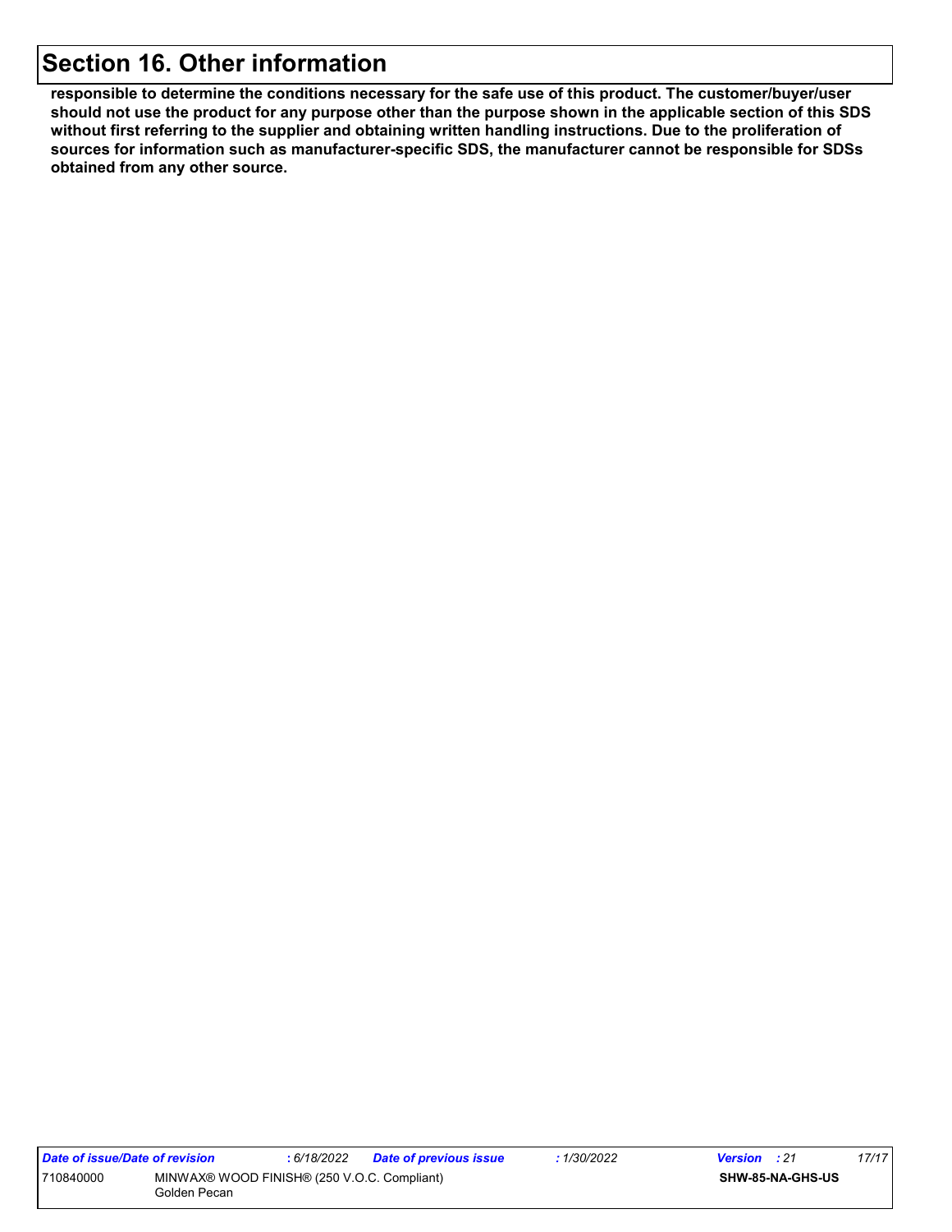# Section 16. Other information

**responsible to determine the conditions necessary for the safe use of this product. The customer/buyer/user should not use the product for any purpose other than the purpose shown in the applicable section of this SDS without first referring to the supplier and obtaining written handling instructions. Due to the proliferation of sources for information such as manufacturer-specific SDS, the manufacturer cannot be responsible for SDSs obtained from any other source.**